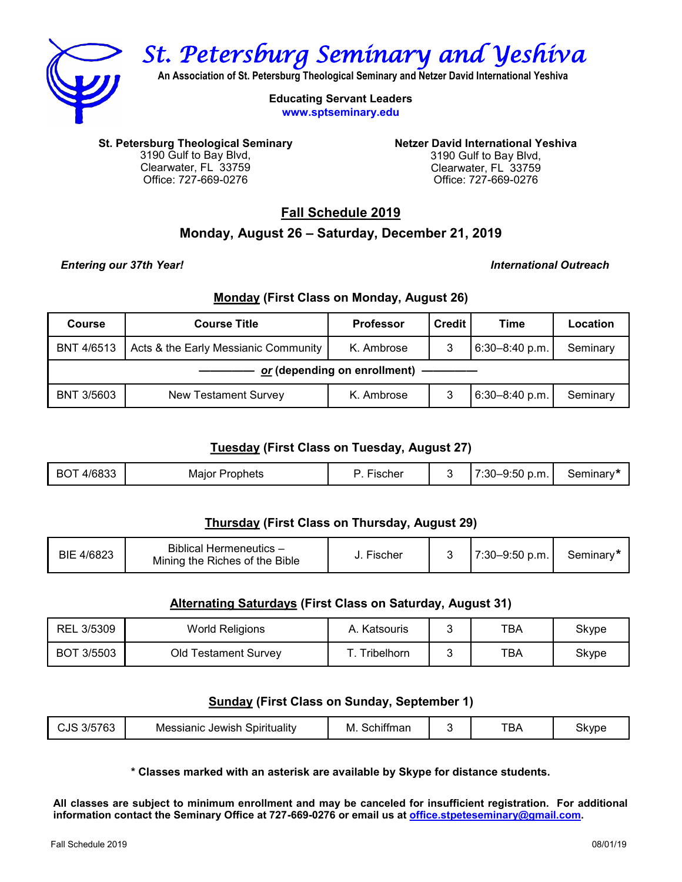# St. Petersburg Seminary and Yeshiva

**An Association of St. Petersburg Theological Seminary and Netzer David International Yeshiva**

**Educating Servant Leaders**
**www.sptseminary.edu**

**St. Petersburg Theological Seminary**
3190 Gulf to Bay Blvd,
Clearwater, FL 33759
Office: 727-669-0276

**Netzer David International Yeshiva**
3190 Gulf to Bay Blvd,
Clearwater, FL 33759
Office: 727-669-0276

## Fall Schedule 2019

### Monday, August 26 – Saturday, December 21, 2019

***Entering our 37th Year!***

***International Outreach***

### Monday (First Class on Monday, August 26)

| Course | Course Title | Professor | Credit | Time | Location |
|---|---|---|---|---|---|
| BNT 4/6513 | Acts & the Early Messianic Community | K. Ambrose | 3 | 6:30–8:40 p.m. | Seminary |
| | ———— ***or*** **(depending on enrollment)** ———— | | | | |
| BNT 3/5603 | New Testament Survey | K. Ambrose | 3 | 6:30–8:40 p.m. | Seminary |

### Tuesday (First Class on Tuesday, August 27)

| Course | Course Title | Professor | Credit | Time | Location |
|---|---|---|---|---|---|
| BOT 4/6833 | Major Prophets | P. Fischer | 3 | 7:30–9:50 p.m. | Seminary* |

### Thursday (First Class on Thursday, August 29)

| Course | Course Title | Professor | Credit | Time | Location |
|---|---|---|---|---|---|
| BIE 4/6823 | Biblical Hermeneutics – Mining the Riches of the Bible | J. Fischer | 3 | 7:30–9:50 p.m. | Seminary* |

### Alternating Saturdays (First Class on Saturday, August 31)

| Course | Course Title | Professor | Credit | Time | Location |
|---|---|---|---|---|---|
| REL 3/5309 | World Religions | A. Katsouris | 3 | TBA | Skype |
| BOT 3/5503 | Old Testament Survey | T. Tribelhorn | 3 | TBA | Skype |

### Sunday (First Class on Sunday, September 1)

| Course | Course Title | Professor | Credit | Time | Location |
|---|---|---|---|---|---|
| CJS 3/5763 | Messianic Jewish Spirituality | M. Schiffman | 3 | TBA | Skype |

**\* Classes marked with an asterisk are available by Skype for distance students.**

**All classes are subject to minimum enrollment and may be canceled for insufficient registration. For additional information contact the Seminary Office at 727-669-0276 or email us at office.stpeteseminary@gmail.com.**

Fall Schedule 2019 08/01/19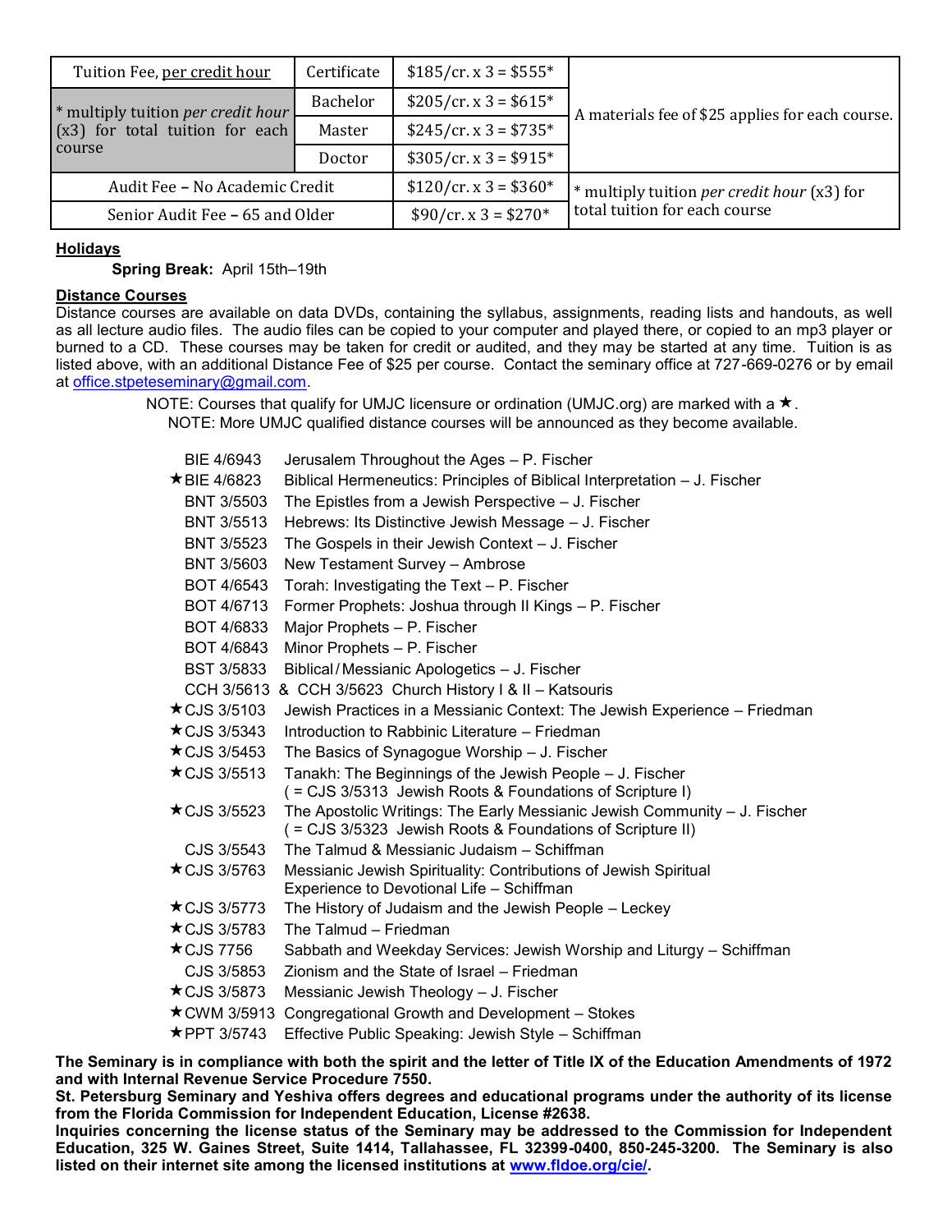| | | | |
|---|---|---|---|
| Tuition Fee, per credit hour | Certificate | $185/cr. x 3 = $555* | A materials fee of $25 applies for each course. |
| * multiply tuition *per credit hour* (x3) for total tuition for each course | Bachelor | $205/cr. x 3 = $615* | |
| | Master | $245/cr. x 3 = $735* | |
| | Doctor | $305/cr. x 3 = $915* | |
| Audit Fee – No Academic Credit | | $120/cr. x 3 = $360* | * multiply tuition *per credit hour* (x3) for total tuition for each course |
| Senior Audit Fee – 65 and Older | | $90/cr. x 3 = $270* | |

**Holidays**

**Spring Break:** April 15th–19th

**Distance Courses**

Distance courses are available on data DVDs, containing the syllabus, assignments, reading lists and handouts, as well as all lecture audio files. The audio files can be copied to your computer and played there, or copied to an mp3 player or burned to a CD. These courses may be taken for credit or audited, and they may be started at any time. Tuition is as listed above, with an additional Distance Fee of $25 per course. Contact the seminary office at 727-669-0276 or by email at office.stpeteseminary@gmail.com.

NOTE: Courses that qualify for UMJC licensure or ordination (UMJC.org) are marked with a ★.
NOTE: More UMJC qualified distance courses will be announced as they become available.

- BIE 4/6943 Jerusalem Throughout the Ages – P. Fischer
- ★BIE 4/6823 Biblical Hermeneutics: Principles of Biblical Interpretation – J. Fischer
- BNT 3/5503 The Epistles from a Jewish Perspective – J. Fischer
- BNT 3/5513 Hebrews: Its Distinctive Jewish Message – J. Fischer
- BNT 3/5523 The Gospels in their Jewish Context – J. Fischer
- BNT 3/5603 New Testament Survey – Ambrose
- BOT 4/6543 Torah: Investigating the Text – P. Fischer
- BOT 4/6713 Former Prophets: Joshua through II Kings – P. Fischer
- BOT 4/6833 Major Prophets – P. Fischer
- BOT 4/6843 Minor Prophets – P. Fischer
- BST 3/5833 Biblical/Messianic Apologetics – J. Fischer
- CCH 3/5613 & CCH 3/5623 Church History I & II – Katsouris
- ★CJS 3/5103 Jewish Practices in a Messianic Context: The Jewish Experience – Friedman
- ★CJS 3/5343 Introduction to Rabbinic Literature – Friedman
- ★CJS 3/5453 The Basics of Synagogue Worship – J. Fischer
- ★CJS 3/5513 Tanakh: The Beginnings of the Jewish People – J. Fischer
  ( = CJS 3/5313 Jewish Roots & Foundations of Scripture I)
- ★CJS 3/5523 The Apostolic Writings: The Early Messianic Jewish Community – J. Fischer
  ( = CJS 3/5323 Jewish Roots & Foundations of Scripture II)
- CJS 3/5543 The Talmud & Messianic Judaism – Schiffman
- ★CJS 3/5763 Messianic Jewish Spirituality: Contributions of Jewish Spiritual Experience to Devotional Life – Schiffman
- ★CJS 3/5773 The History of Judaism and the Jewish People – Leckey
- ★CJS 3/5783 The Talmud – Friedman
- ★CJS 7756 Sabbath and Weekday Services: Jewish Worship and Liturgy – Schiffman
- CJS 3/5853 Zionism and the State of Israel – Friedman
- ★CJS 3/5873 Messianic Jewish Theology – J. Fischer
- ★CWM 3/5913 Congregational Growth and Development – Stokes
- ★PPT 3/5743 Effective Public Speaking: Jewish Style – Schiffman

**The Seminary is in compliance with both the spirit and the letter of Title IX of the Education Amendments of 1972 and with Internal Revenue Service Procedure 7550.**

**St. Petersburg Seminary and Yeshiva offers degrees and educational programs under the authority of its license from the Florida Commission for Independent Education, License #2638.**

**Inquiries concerning the license status of the Seminary may be addressed to the Commission for Independent Education, 325 W. Gaines Street, Suite 1414, Tallahassee, FL 32399-0400, 850-245-3200. The Seminary is also listed on their internet site among the licensed institutions at www.fldoe.org/cie/.**